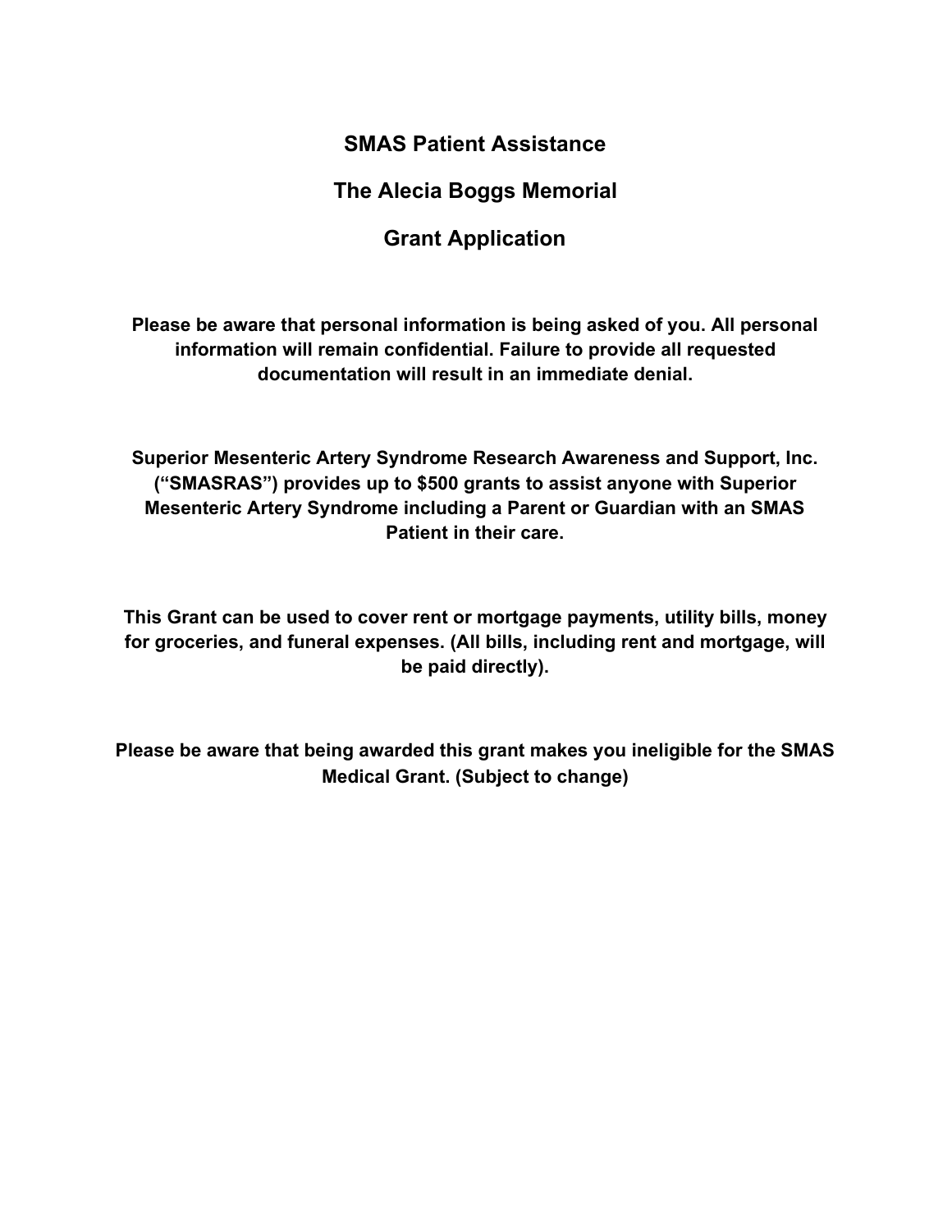# SMAS Patient Assistance

# The Alecia Boggs Memorial

# Grant Application

**Please be aware that personal information is being asked of you. All personal information will remain confidential. Failure to provide all requested documentation will result in an immediate denial.**

**Superior Mesenteric Artery Syndrome Research Awareness and Support, Inc. ("SMASRAS") provides up to $500 grants to assist anyone with Superior Mesenteric Artery Syndrome including a Parent or Guardian with an SMAS Patient in their care.**

**This Grant can be used to cover rent or mortgage payments, utility bills, money for groceries, and funeral expenses. (All bills, including rent and mortgage, will be paid directly).**

**Please be aware that being awarded this grant makes you ineligible for the SMAS Medical Grant. (Subject to change)**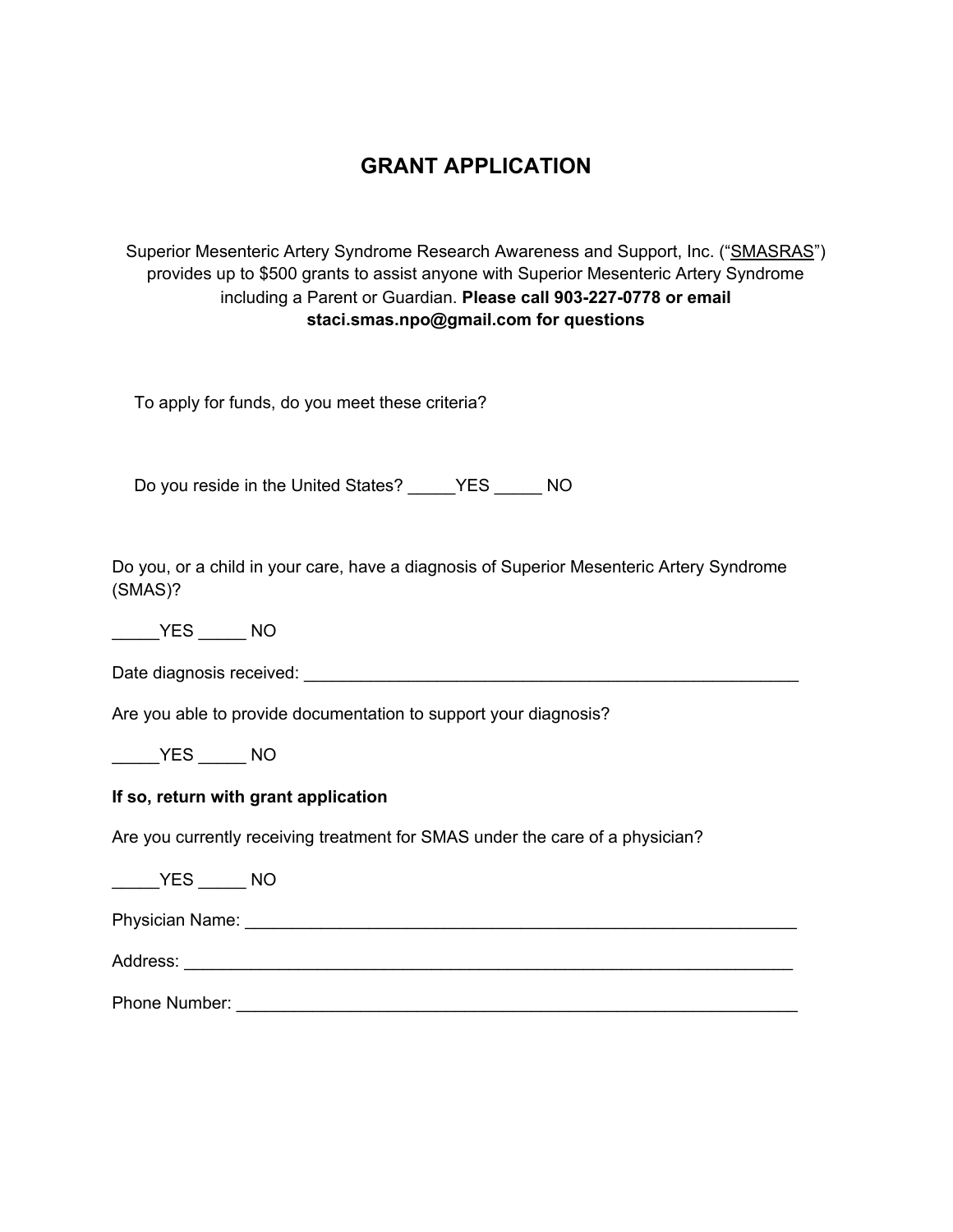# GRANT APPLICATION

Superior Mesenteric Artery Syndrome Research Awareness and Support, Inc. ("SMASRAS") provides up to $500 grants to assist anyone with Superior Mesenteric Artery Syndrome including a Parent or Guardian. **Please call 903-227-0778 or email staci.smas.npo@gmail.com for questions**

To apply for funds, do you meet these criteria?

Do you reside in the United States? _____YES _____ NO

Do you, or a child in your care, have a diagnosis of Superior Mesenteric Artery Syndrome (SMAS)?

_____YES _____ NO

Date diagnosis received: ______________________________________________________

Are you able to provide documentation to support your diagnosis?

_____YES _____ NO

**If so, return with grant application**

Are you currently receiving treatment for SMAS under the care of a physician?

_____YES _____ NO

Physician Name: ___________________________________________________________

Address: _________________________________________________________________

Phone Number: ____________________________________________________________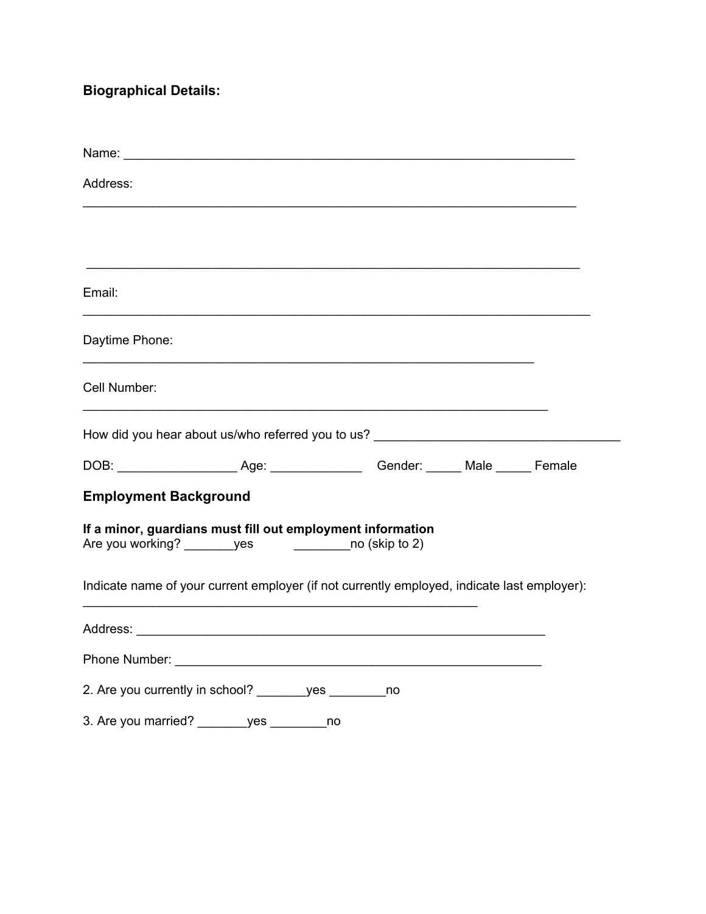**Biographical Details:**

Name: ___________________________________________________________________

Address:

_________________________________________________________________________

_________________________________________________________________________

Email:

___________________________________________________________________________

Daytime Phone:

___________________________________________________________________

Cell Number:

_____________________________________________________________________

How did you hear about us/who referred you to us? ___________________________________

DOB: _________________ Age: _____________ Gender: _____ Male _____ Female

**Employment Background**

**If a minor, guardians must fill out employment information**
Are you working? _______yes ________no (skip to 2)

Indicate name of your current employer (if not currently employed, indicate last employer):

___________________________________________________________

Address: _____________________________________________________________

Phone Number: ______________________________________________________

2. Are you currently in school? _______yes ________no

3. Are you married? _______yes ________no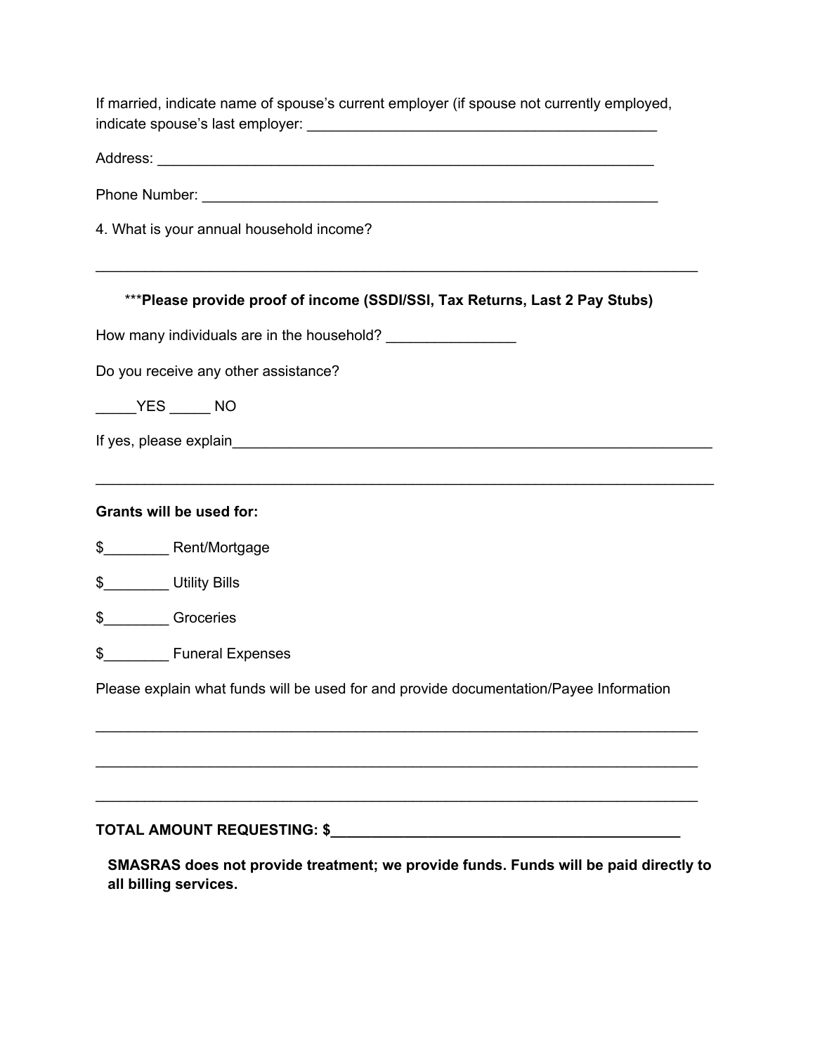If married, indicate name of spouse's current employer (if spouse not currently employed, indicate spouse's last employer: ____________________________________________

Address: _______________________________________________________________

Phone Number: __________________________________________________________

4. What is your annual household income?

_____________________________________________________________________________

***Please provide proof of income (SSDI/SSI, Tax Returns, Last 2 Pay Stubs)**

How many individuals are in the household? _______________

Do you receive any other assistance?

_____YES _____ NO

If yes, please explain_____________________________________________________________

_____________________________________________________________________________

**Grants will be used for:**

$________ Rent/Mortgage

$________ Utility Bills

$________ Groceries

$________ Funeral Expenses

Please explain what funds will be used for and provide documentation/Payee Information

_____________________________________________________________________________

_____________________________________________________________________________

_____________________________________________________________________________

**TOTAL AMOUNT REQUESTING: $____________________________________________**

**SMASRAS does not provide treatment; we provide funds. Funds will be paid directly to all billing services.**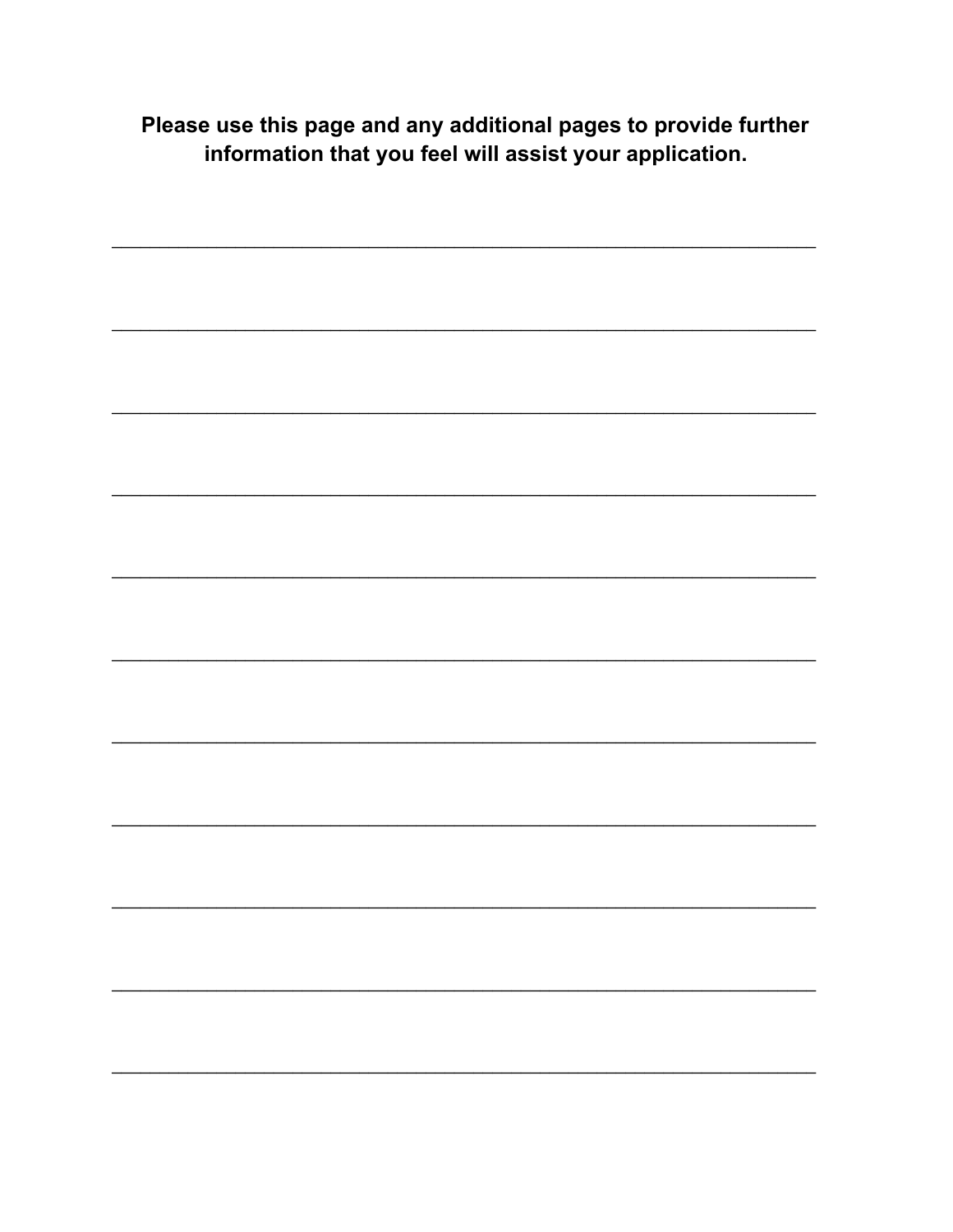**Please use this page and any additional pages to provide further information that you feel will assist your application.**

\_\_\_\_\_\_\_\_\_\_\_\_\_\_\_\_\_\_\_\_\_\_\_\_\_\_\_\_\_\_\_\_\_\_\_\_\_\_\_\_\_\_\_\_\_\_\_\_\_\_\_\_\_\_\_\_\_\_\_\_\_\_\_\_

\_\_\_\_\_\_\_\_\_\_\_\_\_\_\_\_\_\_\_\_\_\_\_\_\_\_\_\_\_\_\_\_\_\_\_\_\_\_\_\_\_\_\_\_\_\_\_\_\_\_\_\_\_\_\_\_\_\_\_\_\_\_\_\_

\_\_\_\_\_\_\_\_\_\_\_\_\_\_\_\_\_\_\_\_\_\_\_\_\_\_\_\_\_\_\_\_\_\_\_\_\_\_\_\_\_\_\_\_\_\_\_\_\_\_\_\_\_\_\_\_\_\_\_\_\_\_\_\_

\_\_\_\_\_\_\_\_\_\_\_\_\_\_\_\_\_\_\_\_\_\_\_\_\_\_\_\_\_\_\_\_\_\_\_\_\_\_\_\_\_\_\_\_\_\_\_\_\_\_\_\_\_\_\_\_\_\_\_\_\_\_\_\_

\_\_\_\_\_\_\_\_\_\_\_\_\_\_\_\_\_\_\_\_\_\_\_\_\_\_\_\_\_\_\_\_\_\_\_\_\_\_\_\_\_\_\_\_\_\_\_\_\_\_\_\_\_\_\_\_\_\_\_\_\_\_\_\_

\_\_\_\_\_\_\_\_\_\_\_\_\_\_\_\_\_\_\_\_\_\_\_\_\_\_\_\_\_\_\_\_\_\_\_\_\_\_\_\_\_\_\_\_\_\_\_\_\_\_\_\_\_\_\_\_\_\_\_\_\_\_\_\_

\_\_\_\_\_\_\_\_\_\_\_\_\_\_\_\_\_\_\_\_\_\_\_\_\_\_\_\_\_\_\_\_\_\_\_\_\_\_\_\_\_\_\_\_\_\_\_\_\_\_\_\_\_\_\_\_\_\_\_\_\_\_\_\_

\_\_\_\_\_\_\_\_\_\_\_\_\_\_\_\_\_\_\_\_\_\_\_\_\_\_\_\_\_\_\_\_\_\_\_\_\_\_\_\_\_\_\_\_\_\_\_\_\_\_\_\_\_\_\_\_\_\_\_\_\_\_\_\_

\_\_\_\_\_\_\_\_\_\_\_\_\_\_\_\_\_\_\_\_\_\_\_\_\_\_\_\_\_\_\_\_\_\_\_\_\_\_\_\_\_\_\_\_\_\_\_\_\_\_\_\_\_\_\_\_\_\_\_\_\_\_\_\_

\_\_\_\_\_\_\_\_\_\_\_\_\_\_\_\_\_\_\_\_\_\_\_\_\_\_\_\_\_\_\_\_\_\_\_\_\_\_\_\_\_\_\_\_\_\_\_\_\_\_\_\_\_\_\_\_\_\_\_\_\_\_\_\_

\_\_\_\_\_\_\_\_\_\_\_\_\_\_\_\_\_\_\_\_\_\_\_\_\_\_\_\_\_\_\_\_\_\_\_\_\_\_\_\_\_\_\_\_\_\_\_\_\_\_\_\_\_\_\_\_\_\_\_\_\_\_\_\_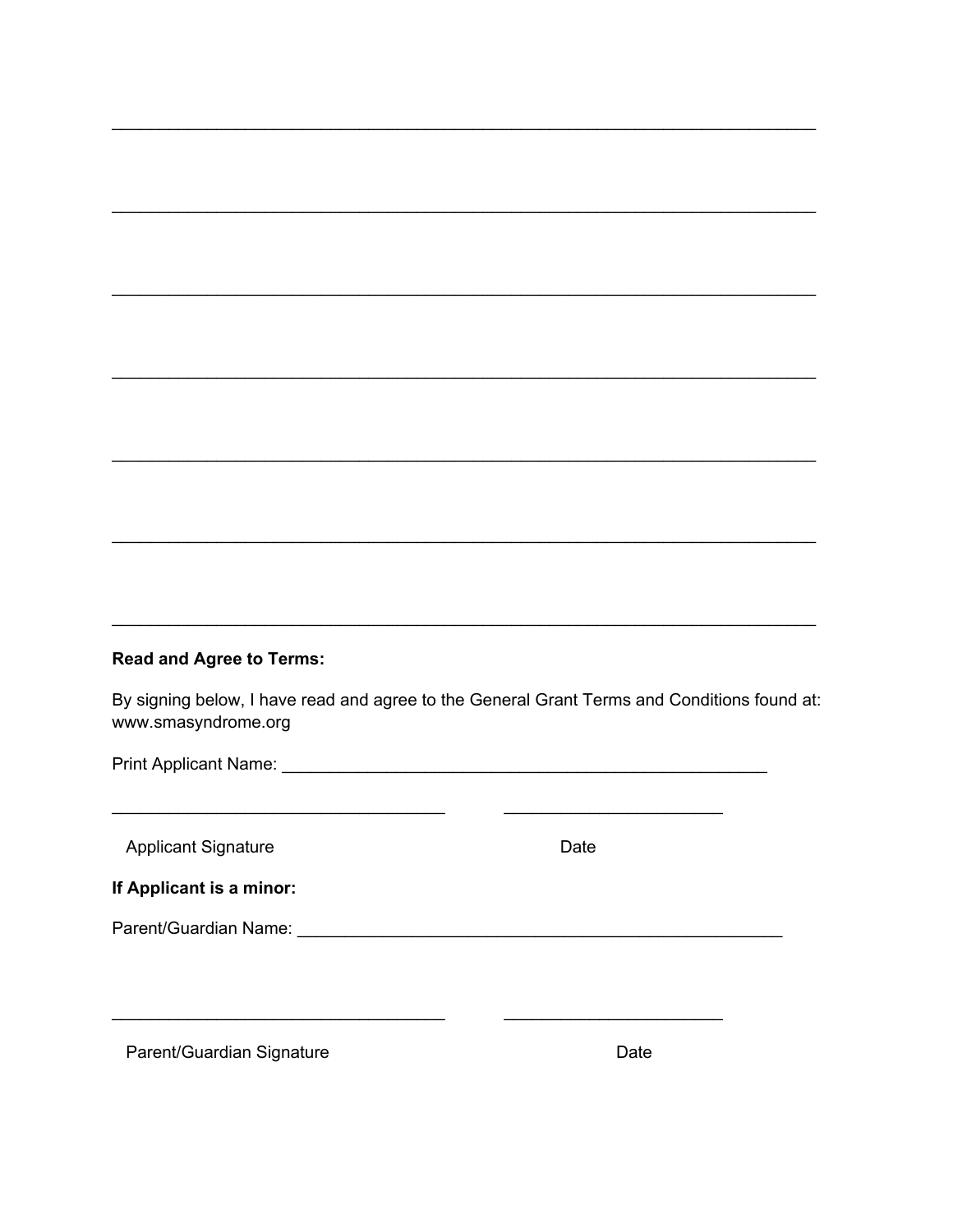______________________________________________________________________

______________________________________________________________________

______________________________________________________________________

______________________________________________________________________

______________________________________________________________________

______________________________________________________________________

______________________________________________________________________

**Read and Agree to Terms:**

By signing below, I have read and agree to the General Grant Terms and Conditions found at: www.smasyndrome.org

Print Applicant Name: ______________________________________________

_____________________________ ___________________

Applicant Signature Date

**If Applicant is a minor:**

Parent/Guardian Name: _____________________________________________

_____________________________ ___________________

Parent/Guardian Signature Date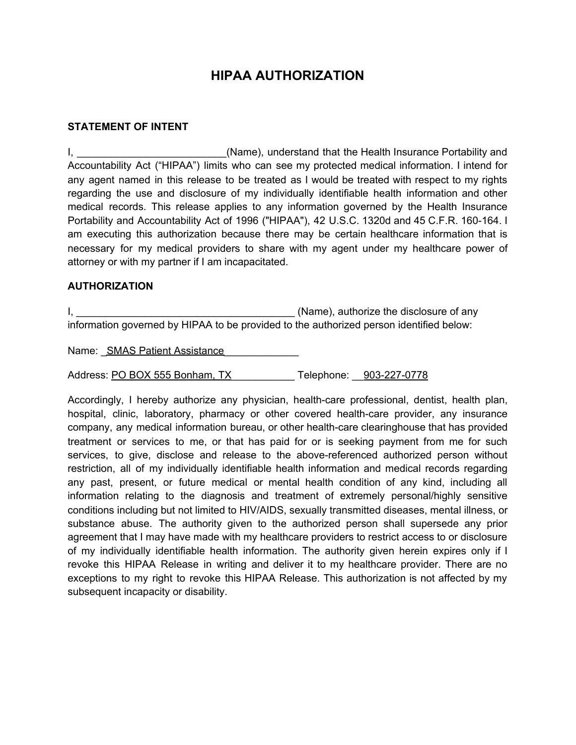# HIPAA AUTHORIZATION

## STATEMENT OF INTENT

I, __________________________(Name), understand that the Health Insurance Portability and Accountability Act ("HIPAA") limits who can see my protected medical information. I intend for any agent named in this release to be treated as I would be treated with respect to my rights regarding the use and disclosure of my individually identifiable health information and other medical records. This release applies to any information governed by the Health Insurance Portability and Accountability Act of 1996 ("HIPAA"), 42 U.S.C. 1320d and 45 C.F.R. 160-164. I am executing this authorization because there may be certain healthcare information that is necessary for my medical providers to share with my agent under my healthcare power of attorney or with my partner if I am incapacitated.

## AUTHORIZATION

I, ________________________________________ (Name), authorize the disclosure of any information governed by HIPAA to be provided to the authorized person identified below:

Name: _SMAS Patient Assistance_____________

Address: PO BOX 555 Bonham, TX___________ Telephone: __903-227-0778

Accordingly, I hereby authorize any physician, health-care professional, dentist, health plan, hospital, clinic, laboratory, pharmacy or other covered health-care provider, any insurance company, any medical information bureau, or other health-care clearinghouse that has provided treatment or services to me, or that has paid for or is seeking payment from me for such services, to give, disclose and release to the above-referenced authorized person without restriction, all of my individually identifiable health information and medical records regarding any past, present, or future medical or mental health condition of any kind, including all information relating to the diagnosis and treatment of extremely personal/highly sensitive conditions including but not limited to HIV/AIDS, sexually transmitted diseases, mental illness, or substance abuse. The authority given to the authorized person shall supersede any prior agreement that I may have made with my healthcare providers to restrict access to or disclosure of my individually identifiable health information. The authority given herein expires only if I revoke this HIPAA Release in writing and deliver it to my healthcare provider. There are no exceptions to my right to revoke this HIPAA Release. This authorization is not affected by my subsequent incapacity or disability.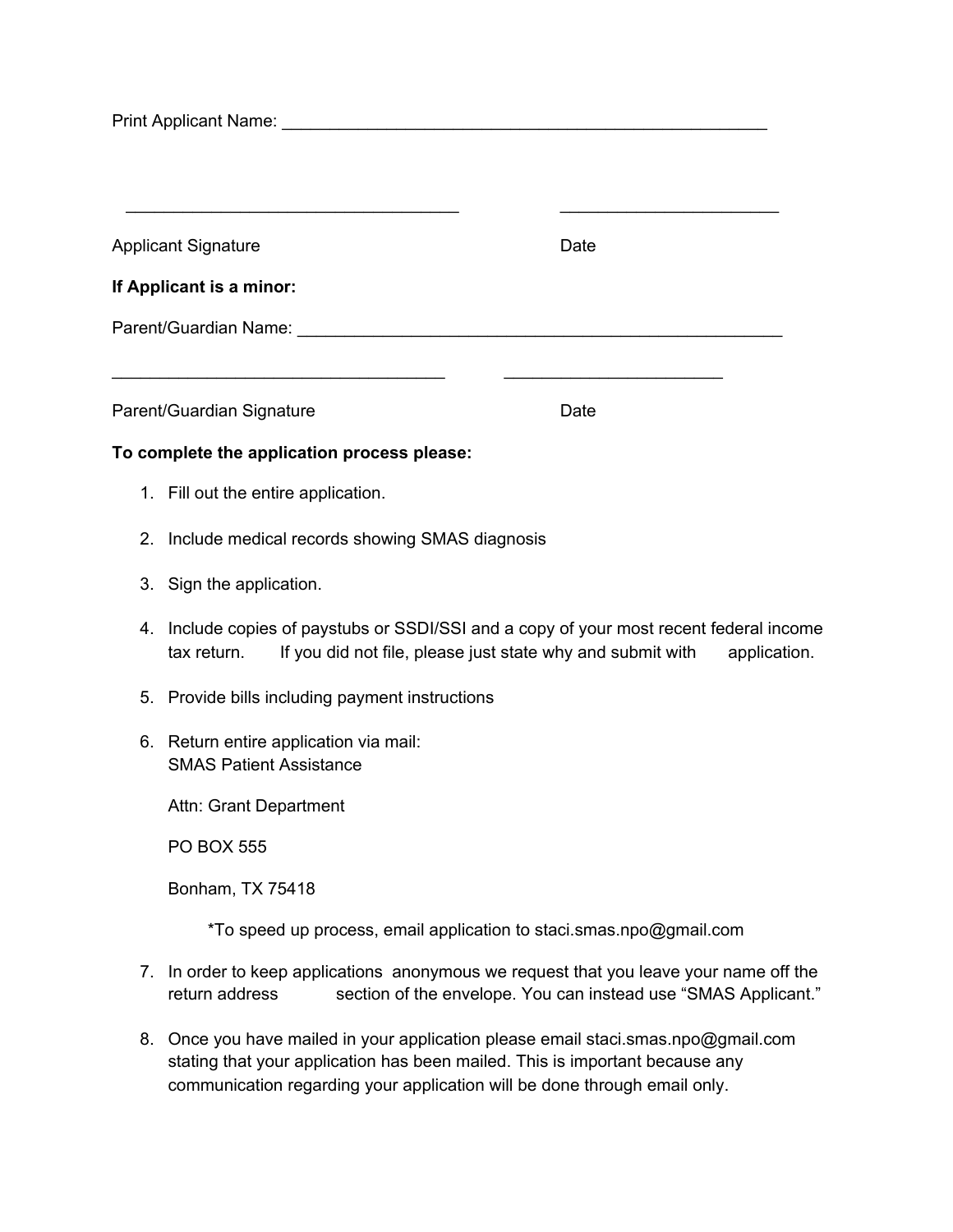Print Applicant Name: ______________________________________________________

____________________________________ ________________________

Applicant Signature Date

**If Applicant is a minor:**

Parent/Guardian Name: ______________________________________________________

____________________________________ ________________________

Parent/Guardian Signature Date

**To complete the application process please:**

1. Fill out the entire application.
2. Include medical records showing SMAS diagnosis
3. Sign the application.
4. Include copies of paystubs or SSDI/SSI and a copy of your most recent federal income tax return. If you did not file, please just state why and submit with application.
5. Provide bills including payment instructions
6. Return entire application via mail:
   SMAS Patient Assistance

   Attn: Grant Department

   PO BOX 555

   Bonham, TX 75418

   *To speed up process, email application to staci.smas.npo@gmail.com
7. In order to keep applications anonymous we request that you leave your name off the return address section of the envelope. You can instead use "SMAS Applicant."
8. Once you have mailed in your application please email staci.smas.npo@gmail.com stating that your application has been mailed. This is important because any communication regarding your application will be done through email only.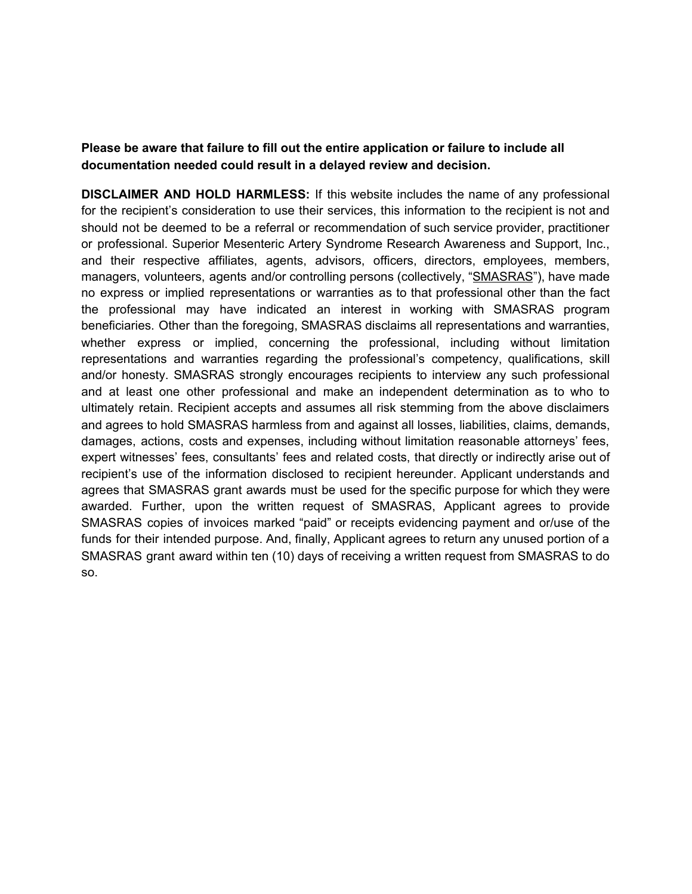**Please be aware that failure to fill out the entire application or failure to include all documentation needed could result in a delayed review and decision.**

**DISCLAIMER AND HOLD HARMLESS:** If this website includes the name of any professional for the recipient's consideration to use their services, this information to the recipient is not and should not be deemed to be a referral or recommendation of such service provider, practitioner or professional. Superior Mesenteric Artery Syndrome Research Awareness and Support, Inc., and their respective affiliates, agents, advisors, officers, directors, employees, members, managers, volunteers, agents and/or controlling persons (collectively, "SMASRAS"), have made no express or implied representations or warranties as to that professional other than the fact the professional may have indicated an interest in working with SMASRAS program beneficiaries. Other than the foregoing, SMASRAS disclaims all representations and warranties, whether express or implied, concerning the professional, including without limitation representations and warranties regarding the professional's competency, qualifications, skill and/or honesty. SMASRAS strongly encourages recipients to interview any such professional and at least one other professional and make an independent determination as to who to ultimately retain. Recipient accepts and assumes all risk stemming from the above disclaimers and agrees to hold SMASRAS harmless from and against all losses, liabilities, claims, demands, damages, actions, costs and expenses, including without limitation reasonable attorneys' fees, expert witnesses' fees, consultants' fees and related costs, that directly or indirectly arise out of recipient's use of the information disclosed to recipient hereunder. Applicant understands and agrees that SMASRAS grant awards must be used for the specific purpose for which they were awarded. Further, upon the written request of SMASRAS, Applicant agrees to provide SMASRAS copies of invoices marked "paid" or receipts evidencing payment and or/use of the funds for their intended purpose. And, finally, Applicant agrees to return any unused portion of a SMASRAS grant award within ten (10) days of receiving a written request from SMASRAS to do so.